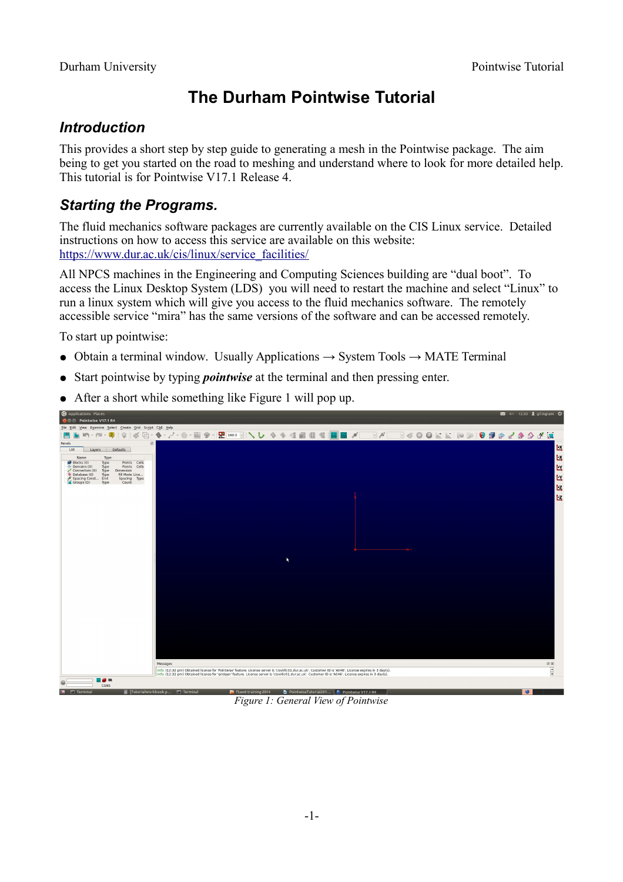# The Durham Pointwise Tutorial

## Introduction

This provides a short step by step guide to generating a mesh in the Pointwise package. The aim being to get you started on the road to meshing and understand where to look for more detailed help. This tutorial is for Pointwise V17.1 Release 4.

## Starting the Programs.

The fluid mechanics software packages are currently available on the CIS Linux service. Detailed instructions on how to access this service are available on this website: https://www.dur.ac.uk/cis/linux/service_facilities/

All NPCS machines in the Engineering and Computing Sciences building are "dual boot". To access the Linux Desktop System (LDS) you will need to restart the machine and select "Linux" to run a linux system which will give you access to the fluid mechanics software. The remotely accessible service "mira" has the same versions of the software and can be accessed remotely.

To start up pointwise:

- Obtain a terminal window. Usually Applications → System Tools → MATE Terminal
- Start pointwise by typing ***pointwise*** at the terminal and then pressing enter.
- After a short while something like Figure 1 will pop up.

*Figure 1: General View of Pointwise*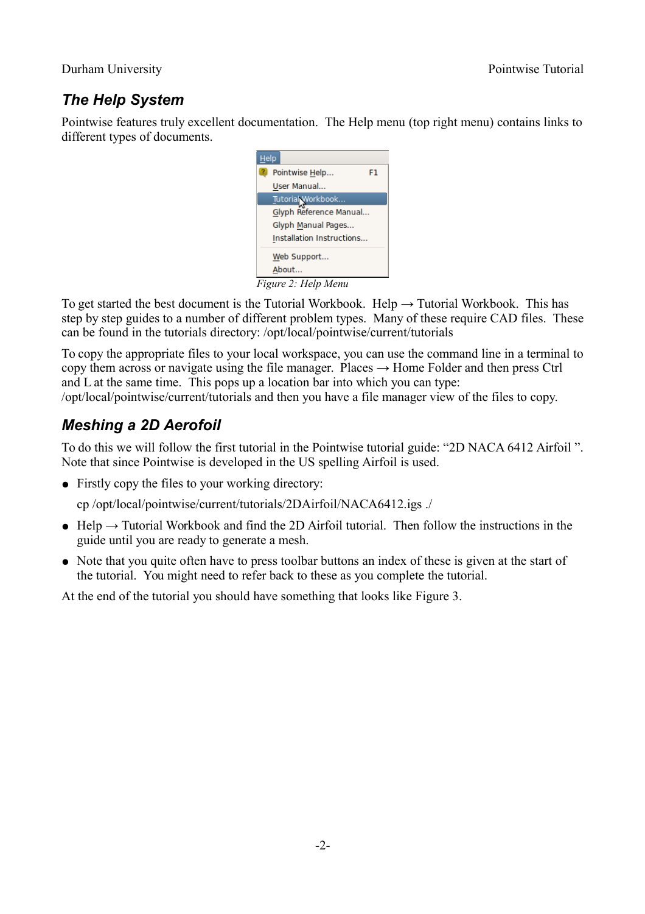## The Help System

Pointwise features truly excellent documentation. The Help menu (top right menu) contains links to different types of documents.

*Figure 2: Help Menu*

To get started the best document is the Tutorial Workbook. Help → Tutorial Workbook. This has step by step guides to a number of different problem types. Many of these require CAD files. These can be found in the tutorials directory: /opt/local/pointwise/current/tutorials

To copy the appropriate files to your local workspace, you can use the command line in a terminal to copy them across or navigate using the file manager. Places → Home Folder and then press Ctrl and L at the same time. This pops up a location bar into which you can type: /opt/local/pointwise/current/tutorials and then you have a file manager view of the files to copy.

## Meshing a 2D Aerofoil

To do this we will follow the first tutorial in the Pointwise tutorial guide: "2D NACA 6412 Airfoil ". Note that since Pointwise is developed in the US spelling Airfoil is used.

- Firstly copy the files to your working directory:

  cp /opt/local/pointwise/current/tutorials/2DAirfoil/NACA6412.igs ./

- Help → Tutorial Workbook and find the 2D Airfoil tutorial. Then follow the instructions in the guide until you are ready to generate a mesh.
- Note that you quite often have to press toolbar buttons an index of these is given at the start of the tutorial. You might need to refer back to these as you complete the tutorial.

At the end of the tutorial you should have something that looks like Figure 3.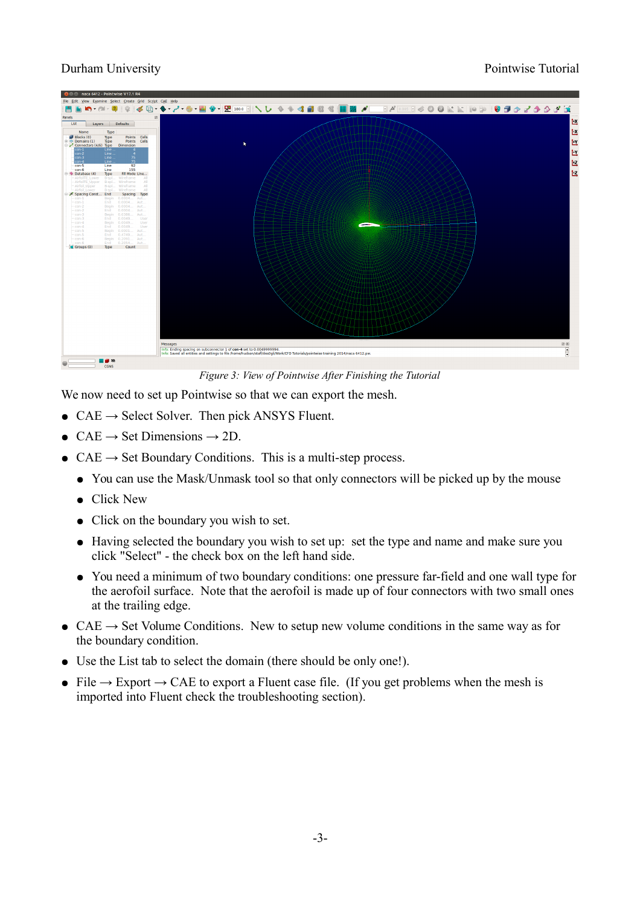*Figure 3: View of Pointwise After Finishing the Tutorial*

We now need to set up Pointwise so that we can export the mesh.

- CAE → Select Solver. Then pick ANSYS Fluent.
- CAE → Set Dimensions → 2D.
- CAE → Set Boundary Conditions. This is a multi-step process.
  - You can use the Mask/Unmask tool so that only connectors will be picked up by the mouse
  - Click New
  - Click on the boundary you wish to set.
  - Having selected the boundary you wish to set up: set the type and name and make sure you click "Select" - the check box on the left hand side.
  - You need a minimum of two boundary conditions: one pressure far-field and one wall type for the aerofoil surface. Note that the aerofoil is made up of four connectors with two small ones at the trailing edge.
- CAE → Set Volume Conditions. New to setup new volume conditions in the same way as for the boundary condition.
- Use the List tab to select the domain (there should be only one!).
- File → Export → CAE to export a Fluent case file. (If you get problems when the mesh is imported into Fluent check the troubleshooting section).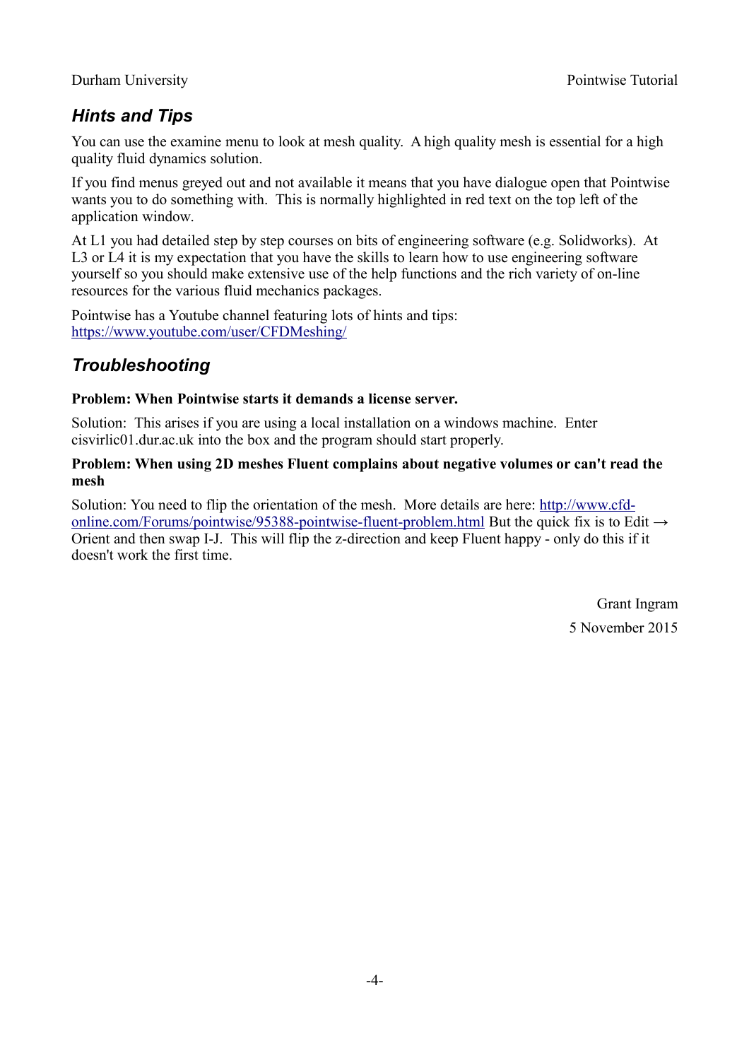## *Hints and Tips*

You can use the examine menu to look at mesh quality. A high quality mesh is essential for a high quality fluid dynamics solution.

If you find menus greyed out and not available it means that you have dialogue open that Pointwise wants you to do something with. This is normally highlighted in red text on the top left of the application window.

At L1 you had detailed step by step courses on bits of engineering software (e.g. Solidworks). At L3 or L4 it is my expectation that you have the skills to learn how to use engineering software yourself so you should make extensive use of the help functions and the rich variety of on-line resources for the various fluid mechanics packages.

Pointwise has a Youtube channel featuring lots of hints and tips: [https://www.youtube.com/user/CFDMeshing/](https://www.youtube.com/user/CFDMeshing/)

## *Troubleshooting*

**Problem: When Pointwise starts it demands a license server.**

Solution: This arises if you are using a local installation on a windows machine. Enter cisvirlic01.dur.ac.uk into the box and the program should start properly.

**Problem: When using 2D meshes Fluent complains about negative volumes or can't read the mesh**

Solution: You need to flip the orientation of the mesh. More details are here: [http://www.cfd-online.com/Forums/pointwise/95388-pointwise-fluent-problem.html](http://www.cfd-online.com/Forums/pointwise/95388-pointwise-fluent-problem.html) But the quick fix is to Edit → Orient and then swap I-J. This will flip the z-direction and keep Fluent happy - only do this if it doesn't work the first time.

Grant Ingram

5 November 2015